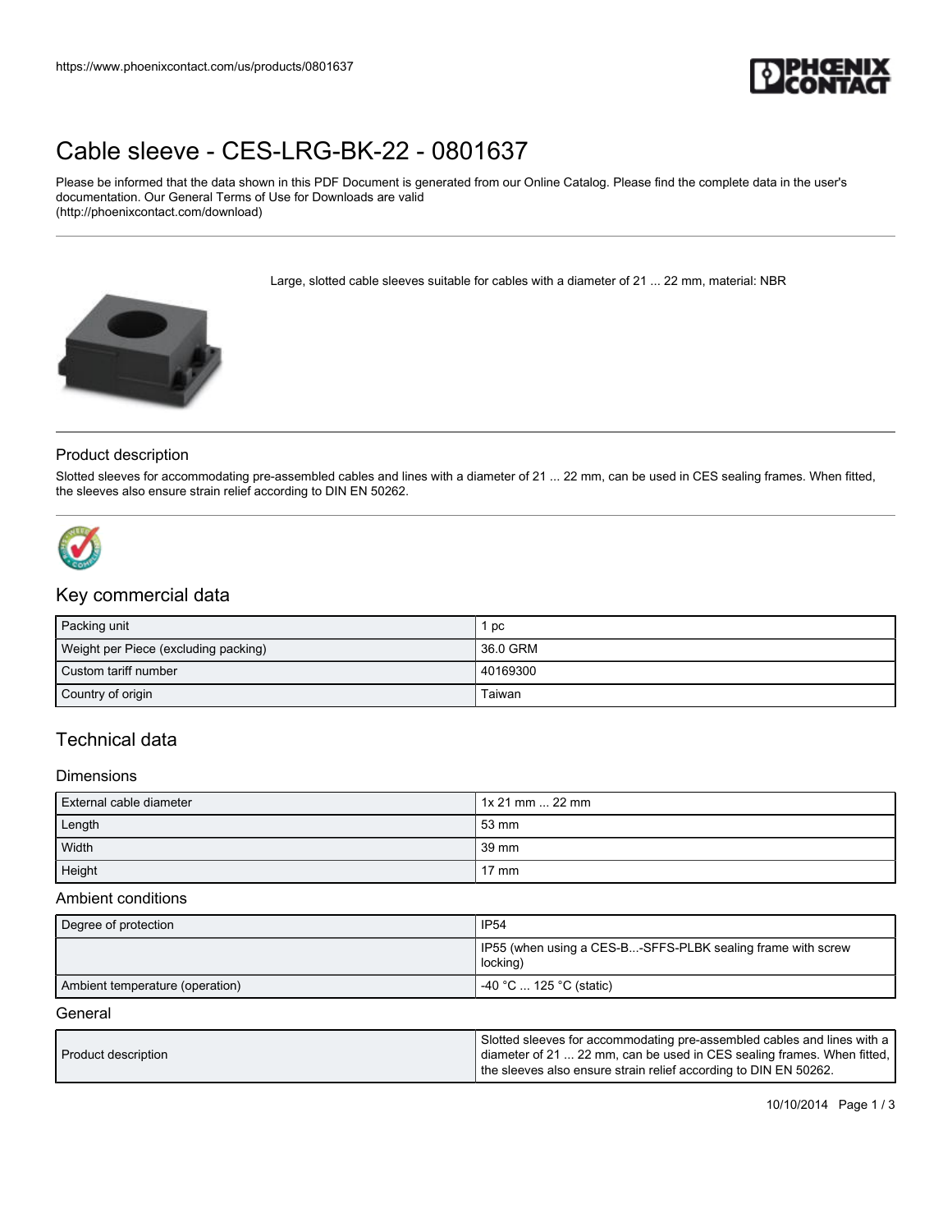https://www.phoenixcontact.com/us/products/0801637

# Cable sleeve - CES-LRG-BK-22 - 0801637

Please be informed that the data shown in this PDF Document is generated from our Online Catalog. Please find the complete data in the user's documentation. Our General Terms of Use for Downloads are valid (http://phoenixcontact.com/download)

Large, slotted cable sleeves suitable for cables with a diameter of 21 ... 22 mm, material: NBR

## Product description

Slotted sleeves for accommodating pre-assembled cables and lines with a diameter of 21 ... 22 mm, can be used in CES sealing frames. When fitted, the sleeves also ensure strain relief according to DIN EN 50262.

## Key commercial data

| | |
|---|---|
| Packing unit | 1 pc |
| Weight per Piece (excluding packing) | 36.0 GRM |
| Custom tariff number | 40169300 |
| Country of origin | Taiwan |

## Technical data

### Dimensions

| | |
|---|---|
| External cable diameter | 1x 21 mm ... 22 mm |
| Length | 53 mm |
| Width | 39 mm |
| Height | 17 mm |

### Ambient conditions

| | |
|---|---|
| Degree of protection | IP54 |
| | IP55 (when using a CES-B...-SFFS-PLBK sealing frame with screw locking) |
| Ambient temperature (operation) | -40 °C ... 125 °C (static) |

### General

| | |
|---|---|
| Product description | Slotted sleeves for accommodating pre-assembled cables and lines with a diameter of 21 ... 22 mm, can be used in CES sealing frames. When fitted, the sleeves also ensure strain relief according to DIN EN 50262. |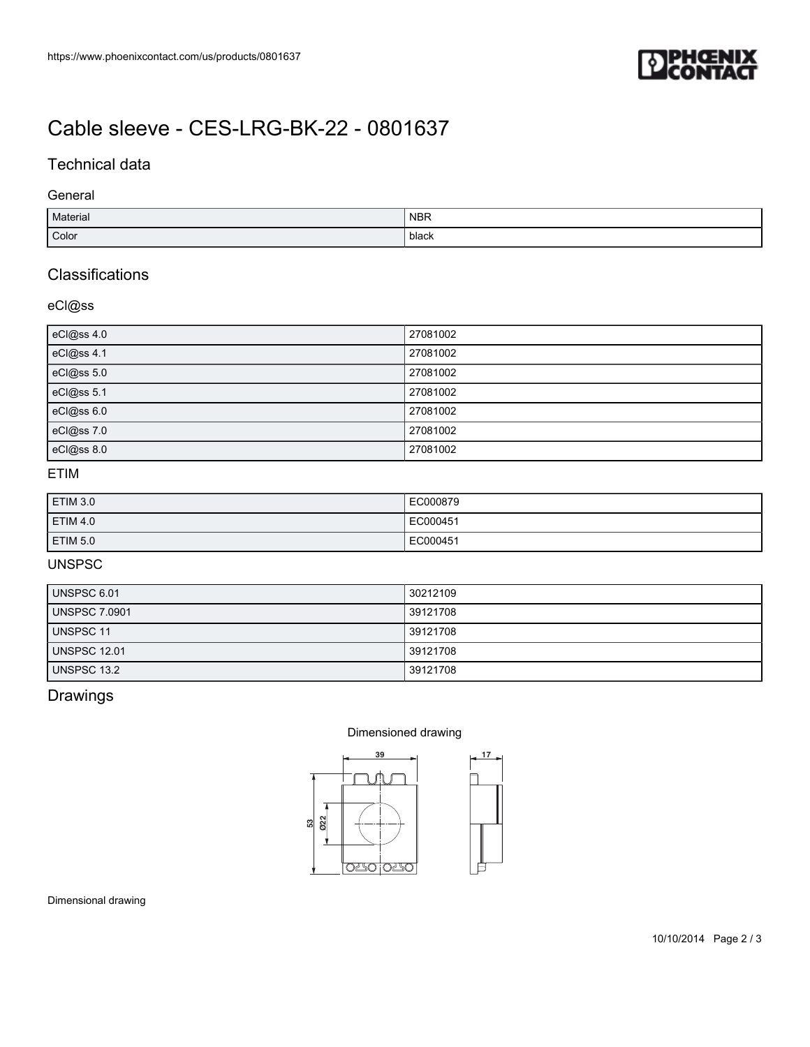# Cable sleeve - CES-LRG-BK-22 - 0801637

## Technical data

### General

| Material | NBR |
|---|---|
| Color | black |

## Classifications

### eCl@ss

| eCl@ss 4.0 | 27081002 |
|---|---|
| eCl@ss 4.1 | 27081002 |
| eCl@ss 5.0 | 27081002 |
| eCl@ss 5.1 | 27081002 |
| eCl@ss 6.0 | 27081002 |
| eCl@ss 7.0 | 27081002 |
| eCl@ss 8.0 | 27081002 |

### ETIM

| ETIM 3.0 | EC000879 |
|---|---|
| ETIM 4.0 | EC000451 |
| ETIM 5.0 | EC000451 |

### UNSPSC

| UNSPSC 6.01 | 30212109 |
|---|---|
| UNSPSC 7.0901 | 39121708 |
| UNSPSC 11 | 39121708 |
| UNSPSC 12.01 | 39121708 |
| UNSPSC 13.2 | 39121708 |

## Drawings

Dimensioned drawing

Dimensional drawing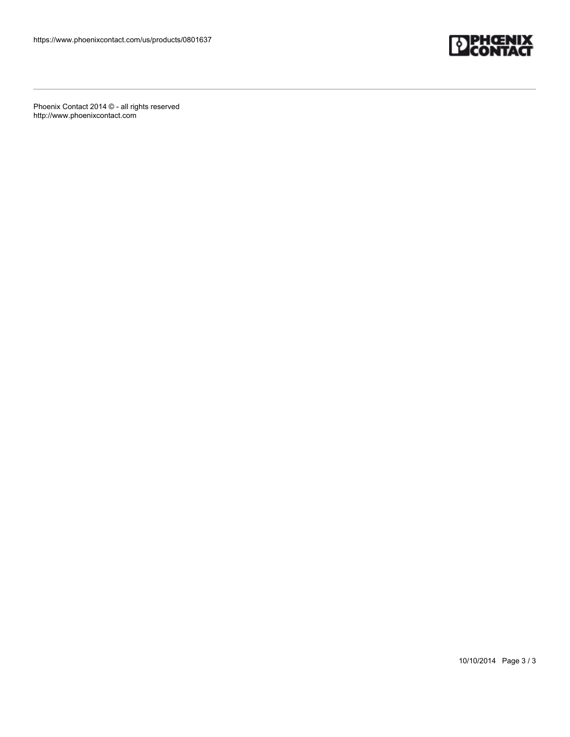Phoenix Contact 2014 © - all rights reserved
http://www.phoenixcontact.com